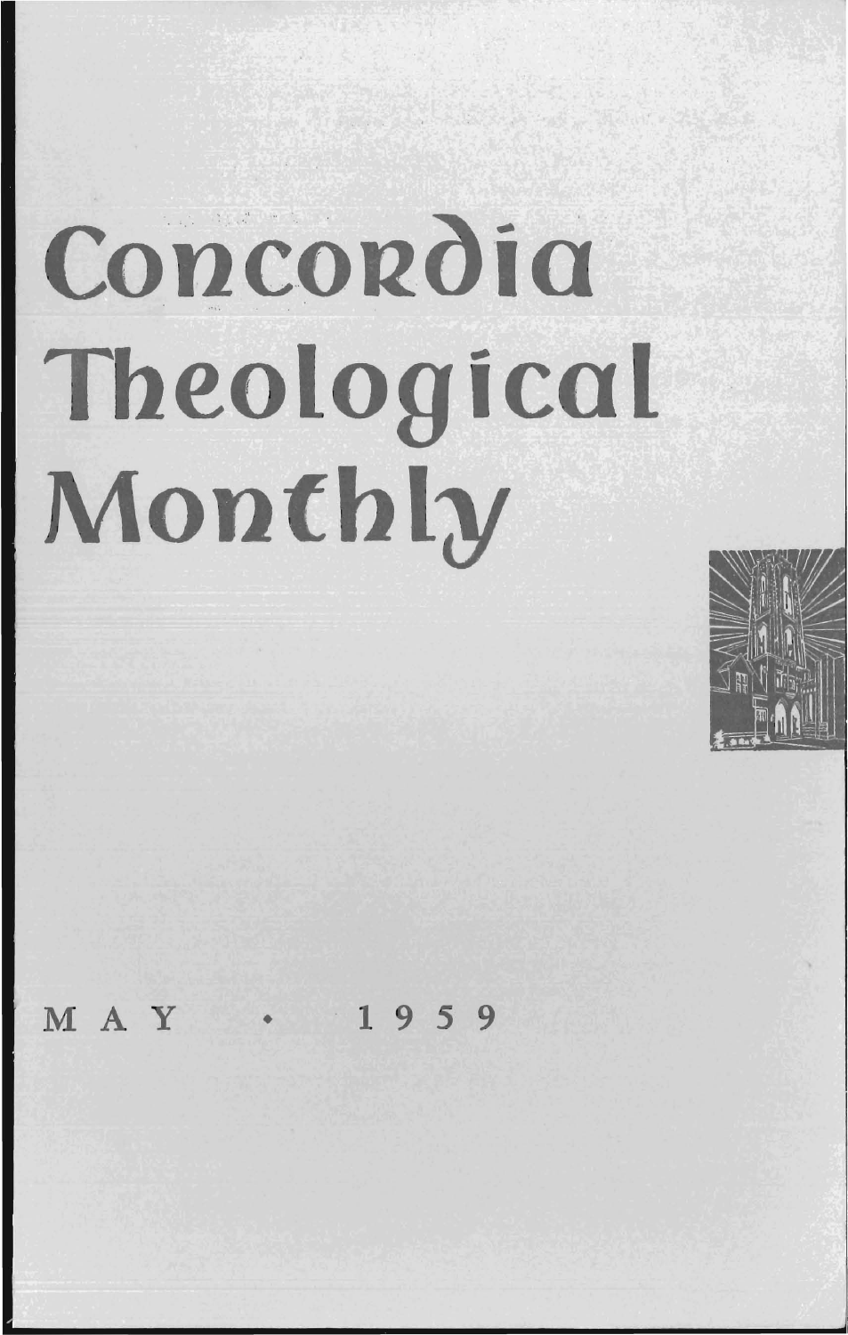# Concordia Theological Monthly

MAY • 1959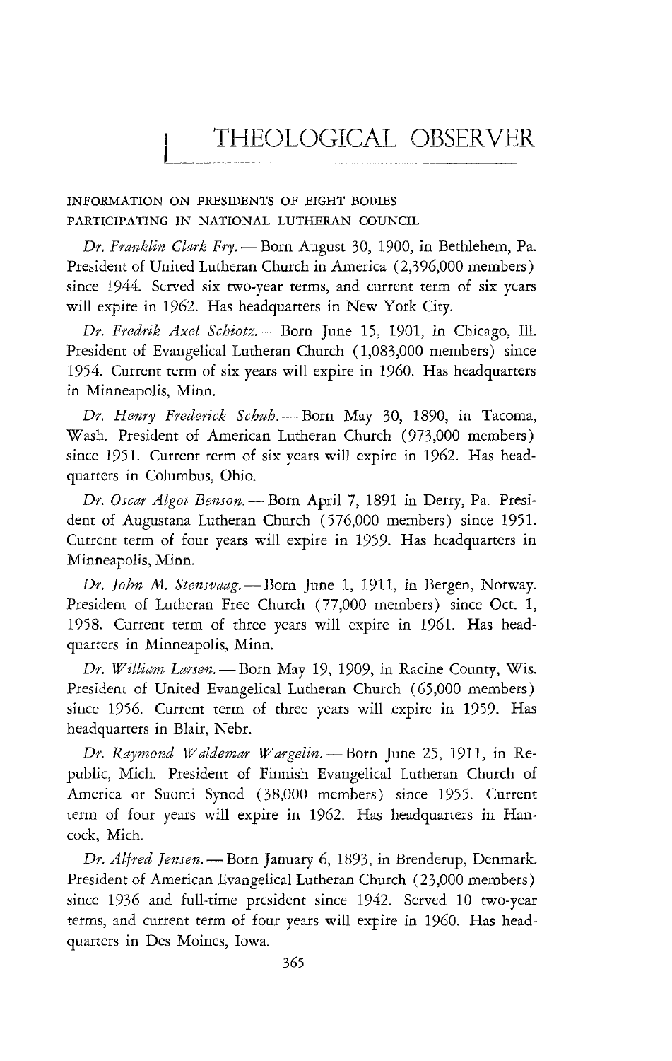# THEOLOGICAL OBSERVER

INFORMATION ON PRESIDENTS OF EIGHT BODIES PARTICIPATING IN NATIONAL LUTHERAN COUNCIL

*Dr. Franklin Clark Fry.* — Born August 30, 1900, in Bethlehem, Pa. President of United Lutheran Church in America (2,396,000 members) since 1944. Served six two-year terms, and current term of six years will expire in 1962. Has headquarters in New York City.

*Dr. Fredrik Axel Schiotz.* — Born June 15, 1901, in Chicago, Ill. President of Evangelical Lutheran Church (1,083,000 members) since 1954. Current term of six years will expire in 1960. Has headquarters in Minneapolis, Minn.

*Dr. Henry Frederick Schuh.* — Born May 30, 1890, in Tacoma, Wash. President of American Lutheran Church (973,000 members) since 1951. Current term of six years will expire in 1962. Has headquarters in Columbus, Ohio.

*Dr. Oscar Algot Benson.* — Born April 7, 1891 in Derry, Pa. President of Augustana Lutheran Church (576,000 members) since 1951. Current term of four years will expire in 1959. Has headquarters in Minneapolis, Minn.

*Dr. John M. Stensvaag.* — Born June 1, 1911, in Bergen, Norway. President of Lutheran Free Church (77,000 members) since Oct. 1, 1958. Current term of three years will expire in 1961. Has headquarters in Minneapolis, Minn.

*Dr. William Larsen.* — Born May 19, 1909, in Racine County, Wis. President of United Evangelical Lutheran Church (65,000 members) since 1956. Current term of three years will expire in 1959. Has headquarters in Blair, Nebr.

*Dr. Raymond Waldemar Wargelin.* — Born June 25, 1911, in Republic, Mich. President of Finnish Evangelical Lutheran Church of America or Suomi Synod (38,000 members) since 1955. Current term of four years will expire in 1962. Has headquarters in Hancock, Mich.

*Dr. Alfred Jensen.* — Born January 6, 1893, in Brenderup, Denmark. President of American Evangelical Lutheran Church (23,000 members) since 1936 and full-time president since 1942. Served 10 two-year terms, and current term of four years will expire in 1960. Has headquarters in Des Moines, Iowa.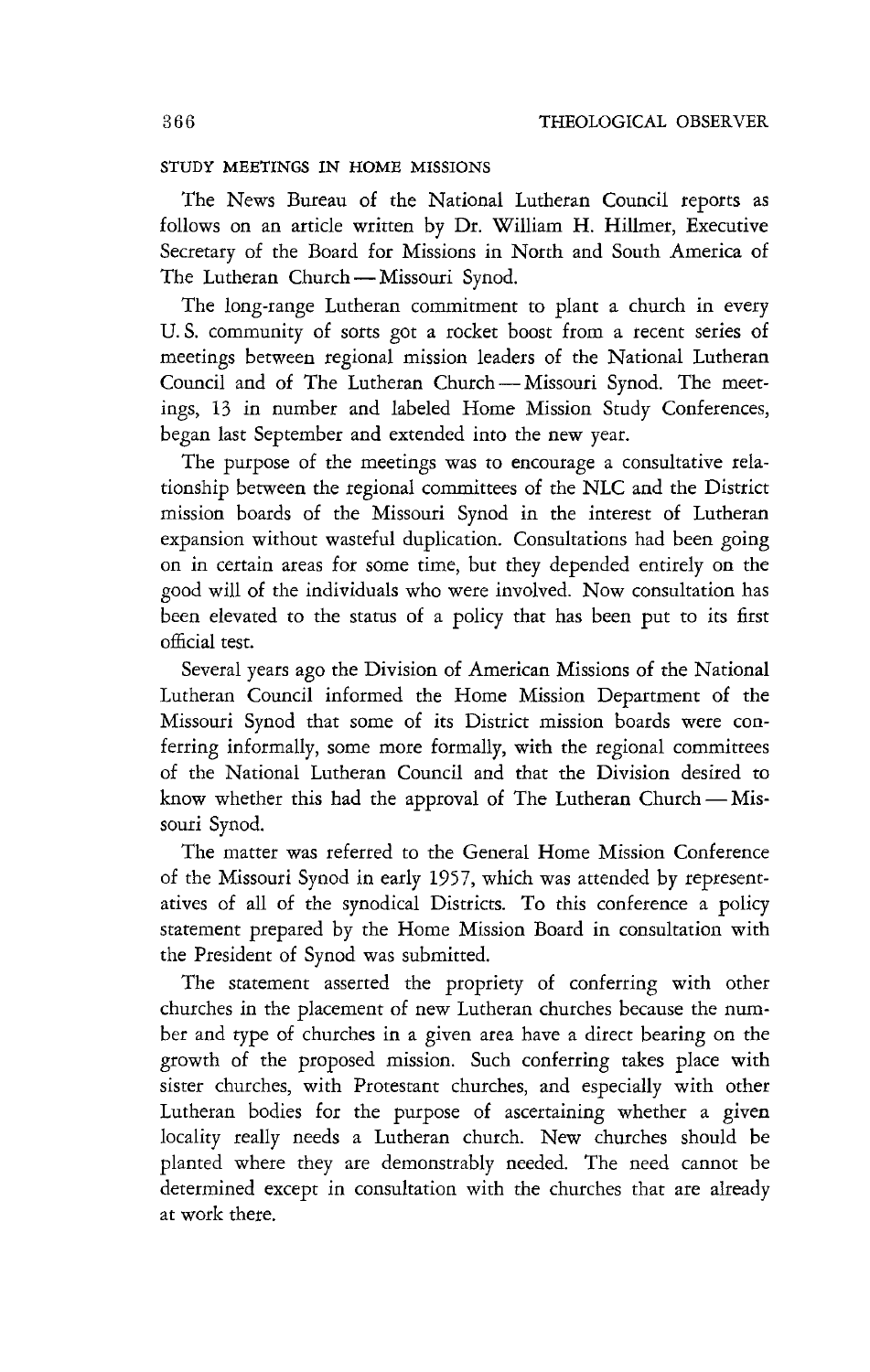## STUDY MEETINGS IN HOME MISSIONS

The News Bureau of the National Lutheran Council reports as follows on an article written by Dr. William H. Hillmer, Executive Secretary of the Board for Missions in North and South America of The Lutheran Church — Missouri Synod.

The long-range Lutheran commitment to plant a church in every U. S. community of sorts got a rocket boost from a recent series of meetings between regional mission leaders of the National Lutheran Council and of The Lutheran Church — Missouri Synod. The meetings, 13 in number and labeled Home Mission Study Conferences, began last September and extended into the new year.

The purpose of the meetings was to encourage a consultative relationship between the regional committees of the NLC and the District mission boards of the Missouri Synod in the interest of Lutheran expansion without wasteful duplication. Consultations had been going on in certain areas for some time, but they depended entirely on the good will of the individuals who were involved. Now consultation has been elevated to the status of a policy that has been put to its first official test.

Several years ago the Division of American Missions of the National Lutheran Council informed the Home Mission Department of the Missouri Synod that some of its District mission boards were conferring informally, some more formally, with the regional committees of the National Lutheran Council and that the Division desired to know whether this had the approval of The Lutheran Church — Missouri Synod.

The matter was referred to the General Home Mission Conference of the Missouri Synod in early 1957, which was attended by representatives of all of the synodical Districts. To this conference a policy statement prepared by the Home Mission Board in consultation with the President of Synod was submitted.

The statement asserted the propriety of conferring with other churches in the placement of new Lutheran churches because the number and type of churches in a given area have a direct bearing on the growth of the proposed mission. Such conferring takes place with sister churches, with Protestant churches, and especially with other Lutheran bodies for the purpose of ascertaining whether a given locality really needs a Lutheran church. New churches should be planted where they are demonstrably needed. The need cannot be determined except in consultation with the churches that are already at work there.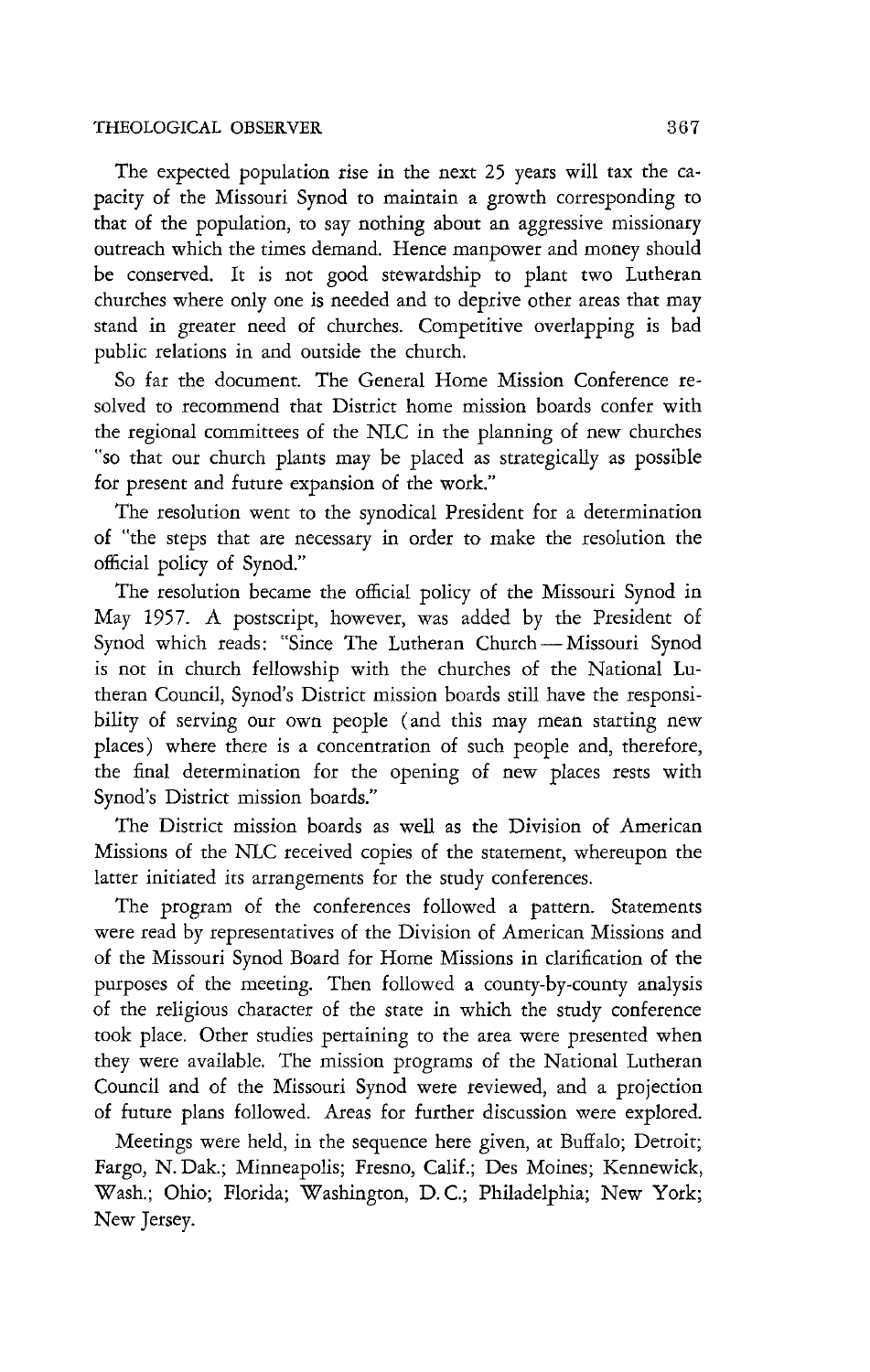The expected population rise in the next 25 years will tax the capacity of the Missouri Synod to maintain a growth corresponding to that of the population, to say nothing about an aggressive missionary outreach which the times demand. Hence manpower and money should be conserved. It is not good stewardship to plant two Lutheran churches where only one is needed and to deprive other areas that may stand in greater need of churches. Competitive overlapping is bad public relations in and outside the church.

So far the document. The General Home Mission Conference resolved to recommend that District home mission boards confer with the regional committees of the NLC in the planning of new churches "so that our church plants may be placed as strategically as possible for present and future expansion of the work."

The resolution went to the synodical President for a determination of "the steps that are necessary in order to make the resolution the official policy of Synod."

The resolution became the official policy of the Missouri Synod in May 1957. A postscript, however, was added by the President of Synod which reads: "Since The Lutheran Church — Missouri Synod is not in church fellowship with the churches of the National Lutheran Council, Synod's District mission boards still have the responsibility of serving our own people (and this may mean starting new places) where there is a concentration of such people and, therefore, the final determination for the opening of new places rests with Synod's District mission boards."

The District mission boards as well as the Division of American Missions of the NLC received copies of the statement, whereupon the latter initiated its arrangements for the study conferences.

The program of the conferences followed a pattern. Statements were read by representatives of the Division of American Missions and of the Missouri Synod Board for Home Missions in clarification of the purposes of the meeting. Then followed a county-by-county analysis of the religious character of the state in which the study conference took place. Other studies pertaining to the area were presented when they were available. The mission programs of the National Lutheran Council and of the Missouri Synod were reviewed, and a projection of future plans followed. Areas for further discussion were explored.

Meetings were held, in the sequence here given, at Buffalo; Detroit; Fargo, N. Dak.; Minneapolis; Fresno, Calif.; Des Moines; Kennewick, Wash.; Ohio; Florida; Washington, D. C.; Philadelphia; New York; New Jersey.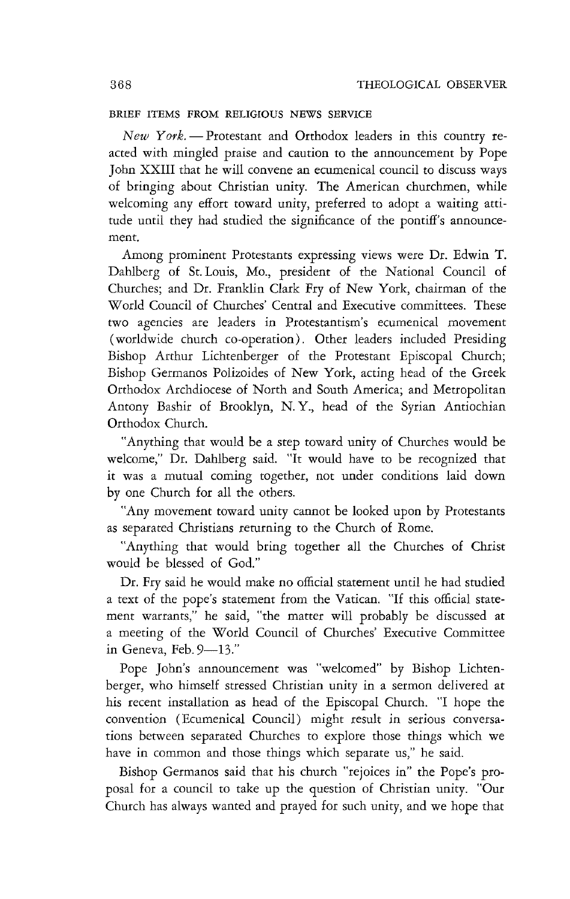BRIEF ITEMS FROM RELIGIOUS NEWS SERVICE

*New York.* — Protestant and Orthodox leaders in this country reacted with mingled praise and caution to the announcement by Pope John XXIII that he will convene an ecumenical council to discuss ways of bringing about Christian unity. The American churchmen, while welcoming any effort toward unity, preferred to adopt a waiting attitude until they had studied the significance of the pontiff's announcement.

Among prominent Protestants expressing views were Dr. Edwin T. Dahlberg of St. Louis, Mo., president of the National Council of Churches; and Dr. Franklin Clark Fry of New York, chairman of the World Council of Churches' Central and Executive committees. These two agencies are leaders in Protestantism's ecumenical movement (worldwide church co-operation). Other leaders included Presiding Bishop Arthur Lichtenberger of the Protestant Episcopal Church; Bishop Germanos Polizoides of New York, acting head of the Greek Orthodox Archdiocese of North and South America; and Metropolitan Antony Bashir of Brooklyn, N. Y., head of the Syrian Antiochian Orthodox Church.

"Anything that would be a step toward unity of Churches would be welcome," Dr. Dahlberg said. "It would have to be recognized that it was a mutual coming together, not under conditions laid down by one Church for all the others.

"Any movement toward unity cannot be looked upon by Protestants as separated Christians returning to the Church of Rome.

"Anything that would bring together all the Churches of Christ would be blessed of God."

Dr. Fry said he would make no official statement until he had studied a text of the pope's statement from the Vatican. "If this official statement warrants," he said, "the matter will probably be discussed at a meeting of the World Council of Churches' Executive Committee in Geneva, Feb. 9—13."

Pope John's announcement was "welcomed" by Bishop Lichtenberger, who himself stressed Christian unity in a sermon delivered at his recent installation as head of the Episcopal Church. "I hope the convention (Ecumenical Council) might result in serious conversations between separated Churches to explore those things which we have in common and those things which separate us," he said.

Bishop Germanos said that his church "rejoices in" the Pope's proposal for a council to take up the question of Christian unity. "Our Church has always wanted and prayed for such unity, and we hope that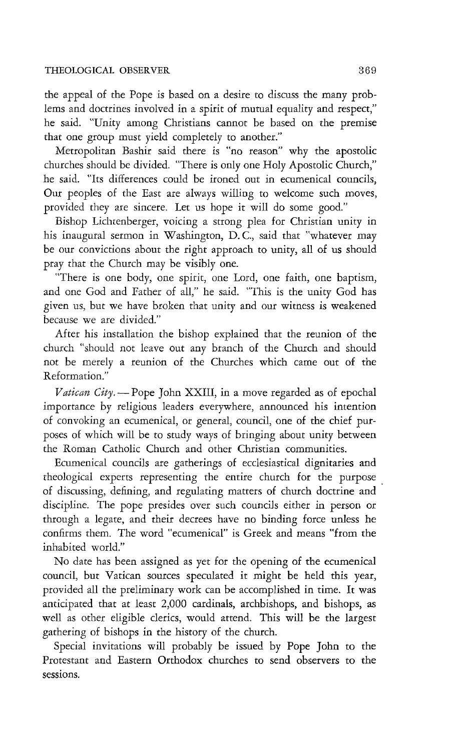the appeal of the Pope is based on a desire to discuss the many problems and doctrines involved in a spirit of mutual equality and respect," he said. "Unity among Christians cannot be based on the premise that one group must yield completely to another."

Metropolitan Bashir said there is "no reason" why the apostolic churches should be divided. "There is only one Holy Apostolic Church," he said. "Its differences could be ironed out in ecumenical councils, Our peoples of the East are always willing to welcome such moves, provided they are sincere. Let us hope it will do some good."

Bishop Lichtenberger, voicing a strong plea for Christian unity in his inaugural sermon in Washington, D. C., said that "whatever may be our convictions about the right approach to unity, all of us should pray that the Church may be visibly one.

"There is one body, one spirit, one Lord, one faith, one baptism, and one God and Father of all," he said. "This is the unity God has given us, but we have broken that unity and our witness is weakened because we are divided."

After his installation the bishop explained that the reunion of the church "should not leave out any branch of the Church and should not be merely a reunion of the Churches which came out of the Reformation."

*Vatican City.* — Pope John XXIII, in a move regarded as of epochal importance by religious leaders everywhere, announced his intention of convoking an ecumenical, or general, council, one of the chief purposes of which will be to study ways of bringing about unity between the Roman Catholic Church and other Christian communities.

Ecumenical councils are gatherings of ecclesiastical dignitaries and theological experts representing the entire church for the purpose of discussing, defining, and regulating matters of church doctrine and discipline. The pope presides over such councils either in person or through a legate, and their decrees have no binding force unless he confirms them. The word "ecumenical" is Greek and means "from the inhabited world."

No date has been assigned as yet for the opening of the ecumenical council, but Vatican sources speculated it might be held this year, provided all the preliminary work can be accomplished in time. It was anticipated that at least 2,000 cardinals, archbishops, and bishops, as well as other eligible clerics, would attend. This will be the largest gathering of bishops in the history of the church.

Special invitations will probably be issued by Pope John to the Protestant and Eastern Orthodox churches to send observers to the sessions.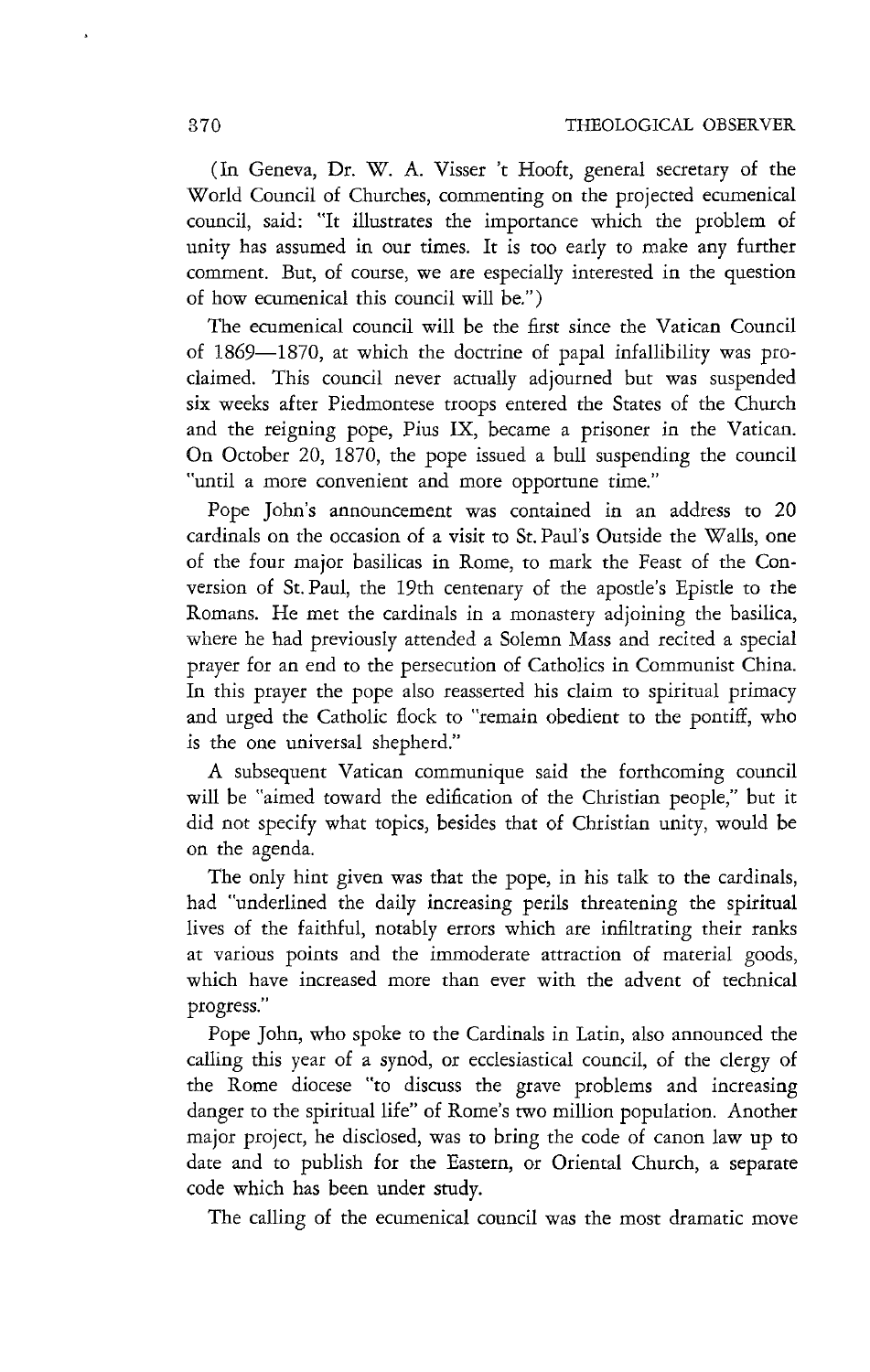(In Geneva, Dr. W. A. Visser 't Hooft, general secretary of the World Council of Churches, commenting on the projected ecumenical council, said: "It illustrates the importance which the problem of unity has assumed in our times. It is too early to make any further comment. But, of course, we are especially interested in the question of how ecumenical this council will be.")

The ecumenical council will be the first since the Vatican Council of 1869—1870, at which the doctrine of papal infallibility was proclaimed. This council never actually adjourned but was suspended six weeks after Piedmontese troops entered the States of the Church and the reigning pope, Pius IX, became a prisoner in the Vatican. On October 20, 1870, the pope issued a bull suspending the council "until a more convenient and more opportune time."

Pope John's announcement was contained in an address to 20 cardinals on the occasion of a visit to St. Paul's Outside the Walls, one of the four major basilicas in Rome, to mark the Feast of the Conversion of St. Paul, the 19th centenary of the apostle's Epistle to the Romans. He met the cardinals in a monastery adjoining the basilica, where he had previously attended a Solemn Mass and recited a special prayer for an end to the persecution of Catholics in Communist China. In this prayer the pope also reasserted his claim to spiritual primacy and urged the Catholic flock to "remain obedient to the pontiff, who is the one universal shepherd."

A subsequent Vatican communique said the forthcoming council will be "aimed toward the edification of the Christian people," but it did not specify what topics, besides that of Christian unity, would be on the agenda.

The only hint given was that the pope, in his talk to the cardinals, had "underlined the daily increasing perils threatening the spiritual lives of the faithful, notably errors which are infiltrating their ranks at various points and the immoderate attraction of material goods, which have increased more than ever with the advent of technical progress."

Pope John, who spoke to the Cardinals in Latin, also announced the calling this year of a synod, or ecclesiastical council, of the clergy of the Rome diocese "to discuss the grave problems and increasing danger to the spiritual life" of Rome's two million population. Another major project, he disclosed, was to bring the code of canon law up to date and to publish for the Eastern, or Oriental Church, a separate code which has been under study.

The calling of the ecumenical council was the most dramatic move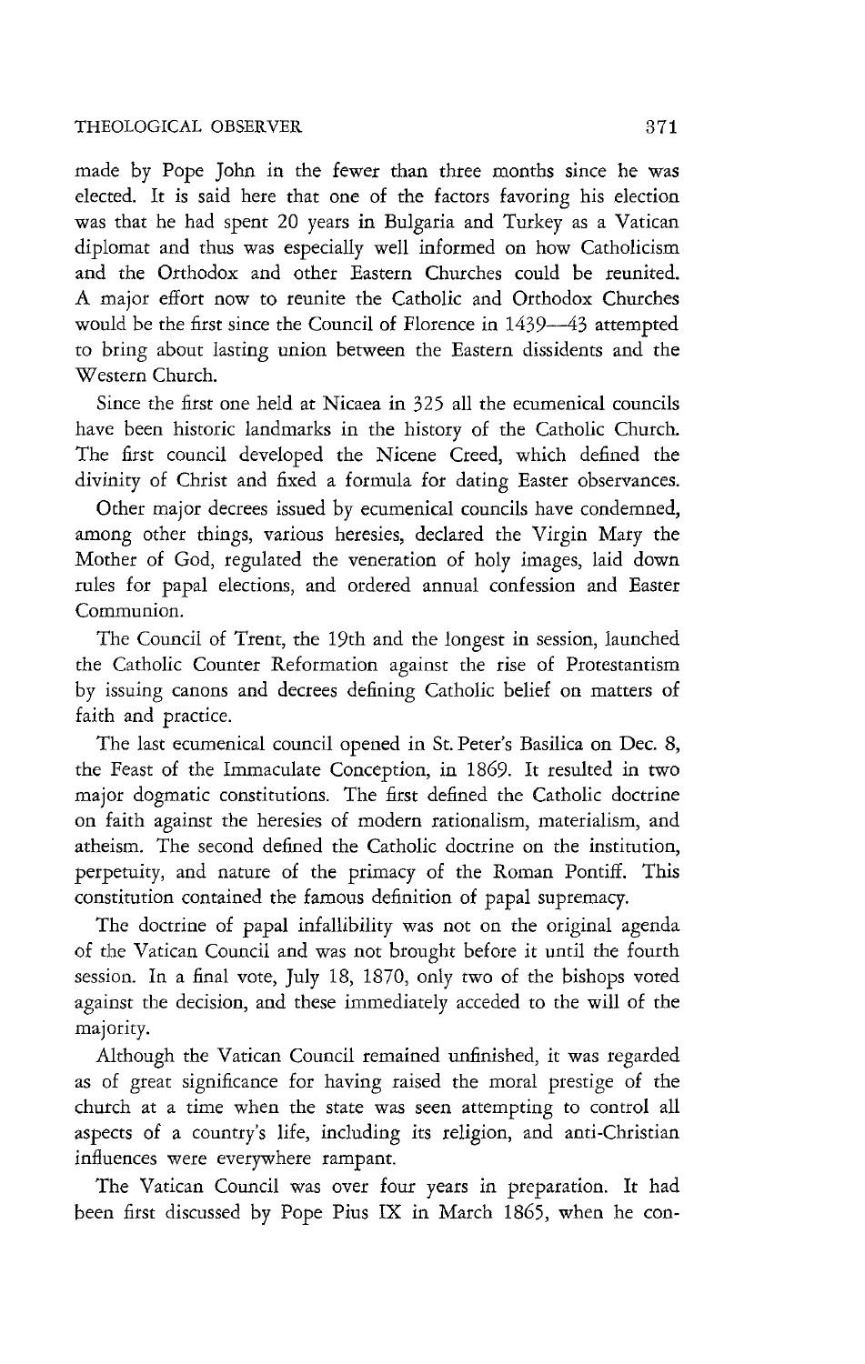made by Pope John in the fewer than three months since he was elected. It is said here that one of the factors favoring his election was that he had spent 20 years in Bulgaria and Turkey as a Vatican diplomat and thus was especially well informed on how Catholicism and the Orthodox and other Eastern Churches could be reunited. A major effort now to reunite the Catholic and Orthodox Churches would be the first since the Council of Florence in 1439—43 attempted to bring about lasting union between the Eastern dissidents and the Western Church.

Since the first one held at Nicaea in 325 all the ecumenical councils have been historic landmarks in the history of the Catholic Church. The first council developed the Nicene Creed, which defined the divinity of Christ and fixed a formula for dating Easter observances.

Other major decrees issued by ecumenical councils have condemned, among other things, various heresies, declared the Virgin Mary the Mother of God, regulated the veneration of holy images, laid down rules for papal elections, and ordered annual confession and Easter Communion.

The Council of Trent, the 19th and the longest in session, launched the Catholic Counter Reformation against the rise of Protestantism by issuing canons and decrees defining Catholic belief on matters of faith and practice.

The last ecumenical council opened in St. Peter's Basilica on Dec. 8, the Feast of the Immaculate Conception, in 1869. It resulted in two major dogmatic constitutions. The first defined the Catholic doctrine on faith against the heresies of modern rationalism, materialism, and atheism. The second defined the Catholic doctrine on the institution, perpetuity, and nature of the primacy of the Roman Pontiff. This constitution contained the famous definition of papal supremacy.

The doctrine of papal infallibility was not on the original agenda of the Vatican Council and was not brought before it until the fourth session. In a final vote, July 18, 1870, only two of the bishops voted against the decision, and these immediately acceded to the will of the majority.

Although the Vatican Council remained unfinished, it was regarded as of great significance for having raised the moral prestige of the church at a time when the state was seen attempting to control all aspects of a country's life, including its religion, and anti-Christian influences were everywhere rampant.

The Vatican Council was over four years in preparation. It had been first discussed by Pope Pius IX in March 1865, when he con-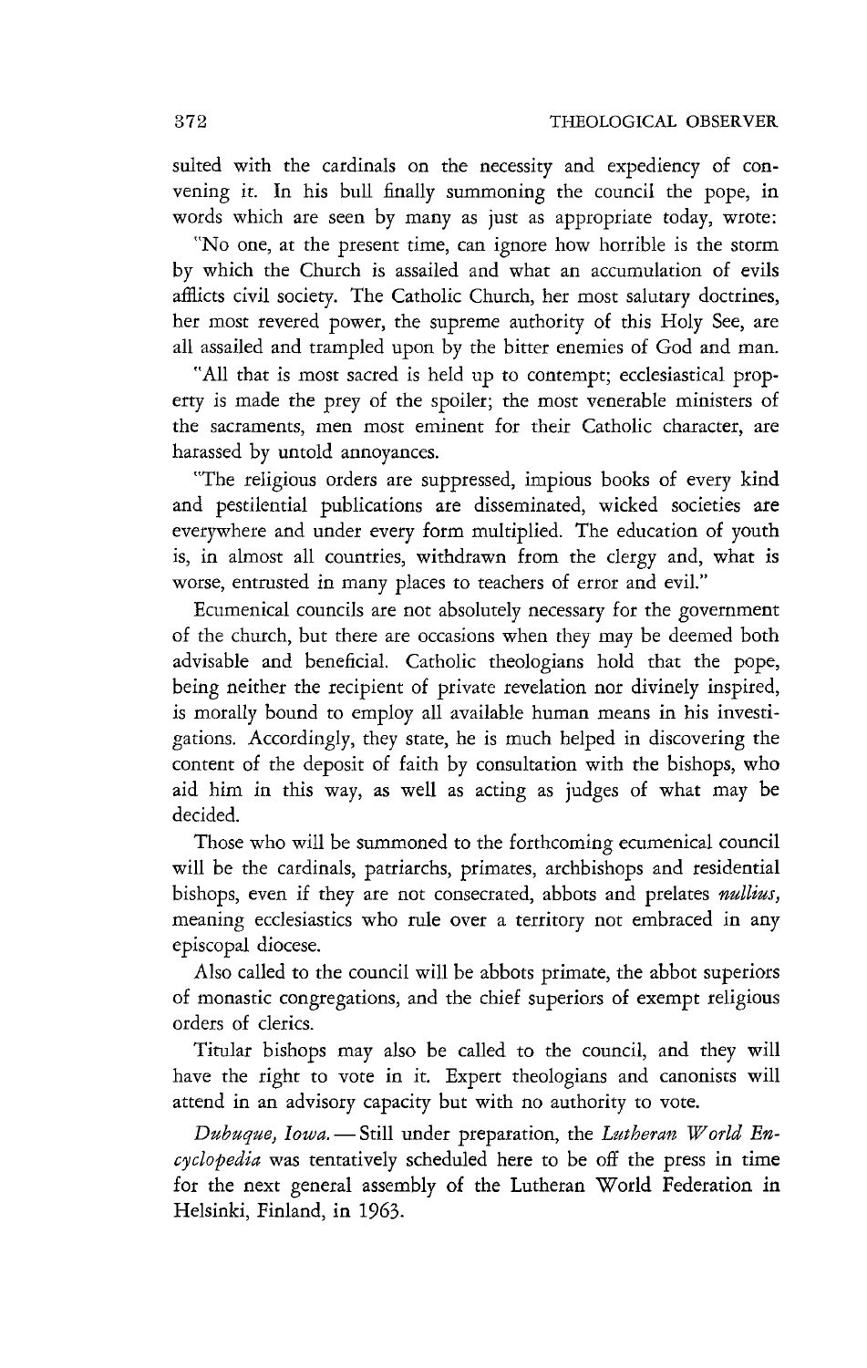sulted with the cardinals on the necessity and expediency of convening it. In his bull finally summoning the council the pope, in words which are seen by many as just as appropriate today, wrote:

"No one, at the present time, can ignore how horrible is the storm by which the Church is assailed and what an accumulation of evils afflicts civil society. The Catholic Church, her most salutary doctrines, her most revered power, the supreme authority of this Holy See, are all assailed and trampled upon by the bitter enemies of God and man.

"All that is most sacred is held up to contempt; ecclesiastical property is made the prey of the spoiler; the most venerable ministers of the sacraments, men most eminent for their Catholic character, are harassed by untold annoyances.

"The religious orders are suppressed, impious books of every kind and pestilential publications are disseminated, wicked societies are everywhere and under every form multiplied. The education of youth is, in almost all countries, withdrawn from the clergy and, what is worse, entrusted in many places to teachers of error and evil."

Ecumenical councils are not absolutely necessary for the government of the church, but there are occasions when they may be deemed both advisable and beneficial. Catholic theologians hold that the pope, being neither the recipient of private revelation nor divinely inspired, is morally bound to employ all available human means in his investigations. Accordingly, they state, he is much helped in discovering the content of the deposit of faith by consultation with the bishops, who aid him in this way, as well as acting as judges of what may be decided.

Those who will be summoned to the forthcoming ecumenical council will be the cardinals, patriarchs, primates, archbishops and residential bishops, even if they are not consecrated, abbots and prelates *nullius*, meaning ecclesiastics who rule over a territory not embraced in any episcopal diocese.

Also called to the council will be abbots primate, the abbot superiors of monastic congregations, and the chief superiors of exempt religious orders of clerics.

Titular bishops may also be called to the council, and they will have the right to vote in it. Expert theologians and canonists will attend in an advisory capacity but with no authority to vote.

*Dubuque, Iowa.* — Still under preparation, the *Lutheran World Encyclopedia* was tentatively scheduled here to be off the press in time for the next general assembly of the Lutheran World Federation in Helsinki, Finland, in 1963.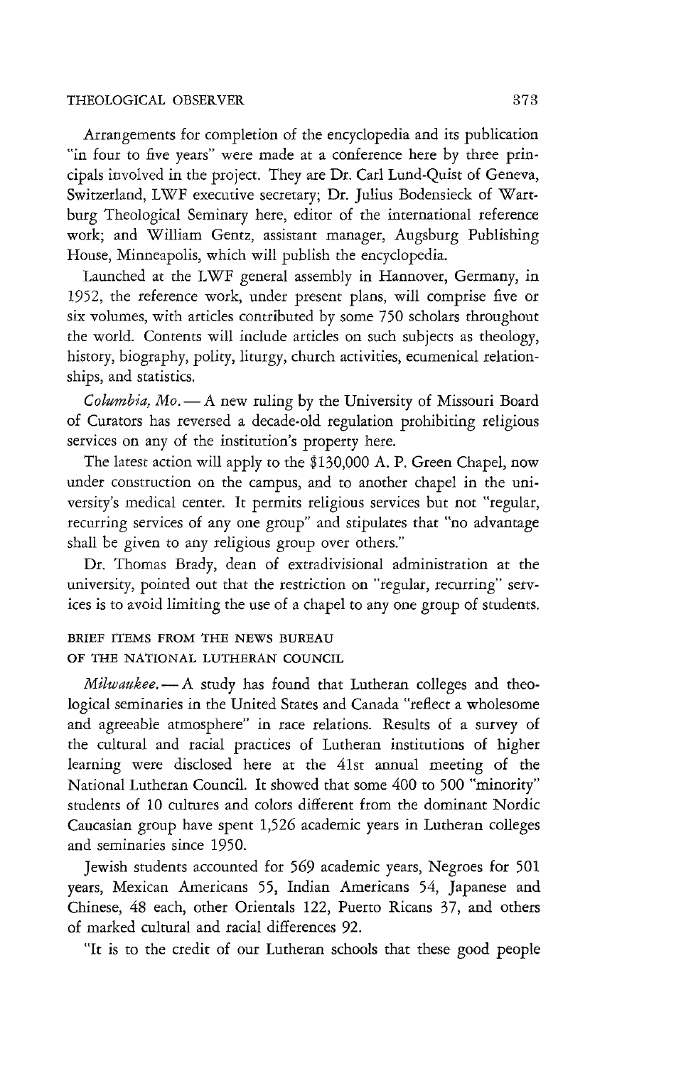Arrangements for completion of the encyclopedia and its publication "in four to five years" were made at a conference here by three principals involved in the project. They are Dr. Carl Lund-Quist of Geneva, Switzerland, LWF executive secretary; Dr. Julius Bodensieck of Wartburg Theological Seminary here, editor of the international reference work; and William Gentz, assistant manager, Augsburg Publishing House, Minneapolis, which will publish the encyclopedia.

Launched at the LWF general assembly in Hannover, Germany, in 1952, the reference work, under present plans, will comprise five or six volumes, with articles contributed by some 750 scholars throughout the world. Contents will include articles on such subjects as theology, history, biography, polity, liturgy, church activities, ecumenical relationships, and statistics.

*Columbia, Mo.* — A new ruling by the University of Missouri Board of Curators has reversed a decade-old regulation prohibiting religious services on any of the institution's property here.

The latest action will apply to the $130,000 A. P. Green Chapel, now under construction on the campus, and to another chapel in the university's medical center. It permits religious services but not "regular, recurring services of any one group" and stipulates that "no advantage shall be given to any religious group over others."

Dr. Thomas Brady, dean of extradivisional administration at the university, pointed out that the restriction on "regular, recurring" services is to avoid limiting the use of a chapel to any one group of students.

## BRIEF ITEMS FROM THE NEWS BUREAU OF THE NATIONAL LUTHERAN COUNCIL

*Milwaukee.* — A study has found that Lutheran colleges and theological seminaries in the United States and Canada "reflect a wholesome and agreeable atmosphere" in race relations. Results of a survey of the cultural and racial practices of Lutheran institutions of higher learning were disclosed here at the 41st annual meeting of the National Lutheran Council. It showed that some 400 to 500 "minority" students of 10 cultures and colors different from the dominant Nordic Caucasian group have spent 1,526 academic years in Lutheran colleges and seminaries since 1950.

Jewish students accounted for 569 academic years, Negroes for 501 years, Mexican Americans 55, Indian Americans 54, Japanese and Chinese, 48 each, other Orientals 122, Puerto Ricans 37, and others of marked cultural and racial differences 92.

"It is to the credit of our Lutheran schools that these good people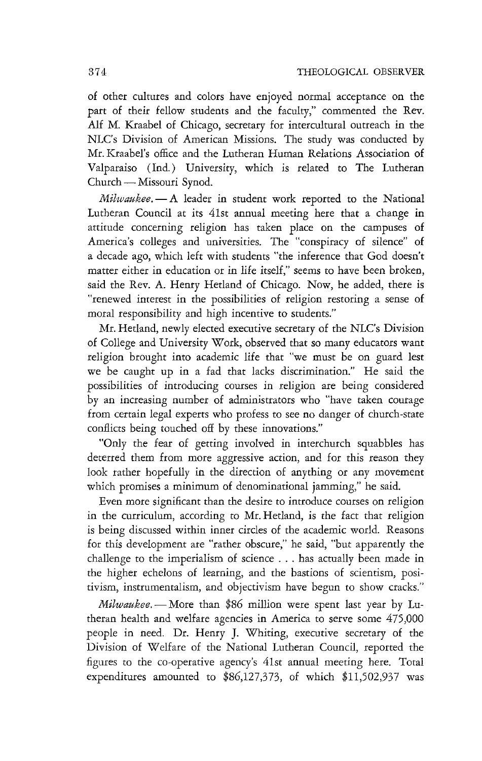of other cultures and colors have enjoyed normal acceptance on the part of their fellow students and the faculty," commented the Rev. Alf M. Kraabel of Chicago, secretary for intercultural outreach in the NLC's Division of American Missions. The study was conducted by Mr. Kraabel's office and the Lutheran Human Relations Association of Valparaiso (Ind.) University, which is related to The Lutheran Church — Missouri Synod.

*Milwaukee.* — A leader in student work reported to the National Lutheran Council at its 41st annual meeting here that a change in attitude concerning religion has taken place on the campuses of America's colleges and universities. The "conspiracy of silence" of a decade ago, which left with students "the inference that God doesn't matter either in education or in life itself," seems to have been broken, said the Rev. A. Henry Hetland of Chicago. Now, he added, there is "renewed interest in the possibilities of religion restoring a sense of moral responsibility and high incentive to students."

Mr. Hetland, newly elected executive secretary of the NLC's Division of College and University Work, observed that so many educators want religion brought into academic life that "we must be on guard lest we be caught up in a fad that lacks discrimination." He said the possibilities of introducing courses in religion are being considered by an increasing number of administrators who "have taken courage from certain legal experts who profess to see no danger of church-state conflicts being touched off by these innovations."

"Only the fear of getting involved in interchurch squabbles has deterred them from more aggressive action, and for this reason they look rather hopefully in the direction of anything or any movement which promises a minimum of denominational jamming," he said.

Even more significant than the desire to introduce courses on religion in the curriculum, according to Mr. Hetland, is the fact that religion is being discussed within inner circles of the academic world. Reasons for this development are "rather obscure," he said, "but apparently the challenge to the imperialism of science . . . has actually been made in the higher echelons of learning, and the bastions of scientism, positivism, instrumentalism, and objectivism have begun to show cracks."

*Milwaukee.* — More than $86 million were spent last year by Lutheran health and welfare agencies in America to serve some 475,000 people in need. Dr. Henry J. Whiting, executive secretary of the Division of Welfare of the National Lutheran Council, reported the figures to the co-operative agency's 41st annual meeting here. Total expenditures amounted to $86,127,373, of which $11,502,937 was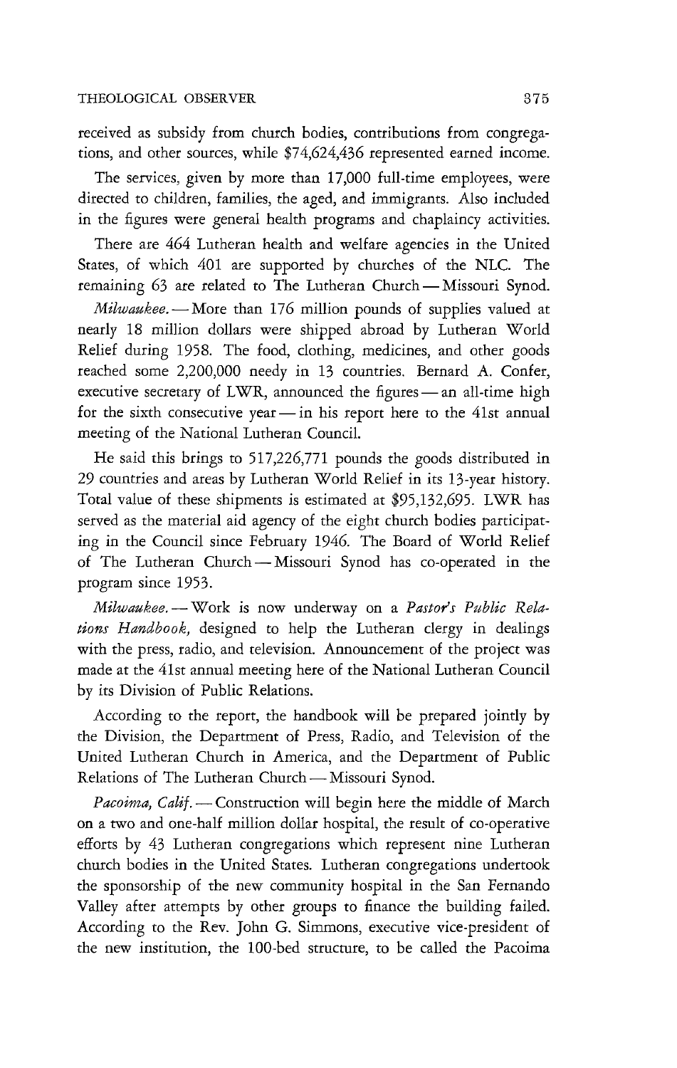received as subsidy from church bodies, contributions from congregations, and other sources, while $74,624,436 represented earned income.

The services, given by more than 17,000 full-time employees, were directed to children, families, the aged, and immigrants. Also included in the figures were general health programs and chaplaincy activities.

There are 464 Lutheran health and welfare agencies in the United States, of which 401 are supported by churches of the NLC. The remaining 63 are related to The Lutheran Church — Missouri Synod.

*Milwaukee.* — More than 176 million pounds of supplies valued at nearly 18 million dollars were shipped abroad by Lutheran World Relief during 1958. The food, clothing, medicines, and other goods reached some 2,200,000 needy in 13 countries. Bernard A. Confer, executive secretary of LWR, announced the figures — an all-time high for the sixth consecutive year — in his report here to the 41st annual meeting of the National Lutheran Council.

He said this brings to 517,226,771 pounds the goods distributed in 29 countries and areas by Lutheran World Relief in its 13-year history. Total value of these shipments is estimated at $95,132,695. LWR has served as the material aid agency of the eight church bodies participating in the Council since February 1946. The Board of World Relief of The Lutheran Church — Missouri Synod has co-operated in the program since 1953.

*Milwaukee.* — Work is now underway on a *Pastor's Public Relations Handbook*, designed to help the Lutheran clergy in dealings with the press, radio, and television. Announcement of the project was made at the 41st annual meeting here of the National Lutheran Council by its Division of Public Relations.

According to the report, the handbook will be prepared jointly by the Division, the Department of Press, Radio, and Television of the United Lutheran Church in America, and the Department of Public Relations of The Lutheran Church — Missouri Synod.

*Pacoima, Calif.* — Construction will begin here the middle of March on a two and one-half million dollar hospital, the result of co-operative efforts by 43 Lutheran congregations which represent nine Lutheran church bodies in the United States. Lutheran congregations undertook the sponsorship of the new community hospital in the San Fernando Valley after attempts by other groups to finance the building failed. According to the Rev. John G. Simmons, executive vice-president of the new institution, the 100-bed structure, to be called the Pacoima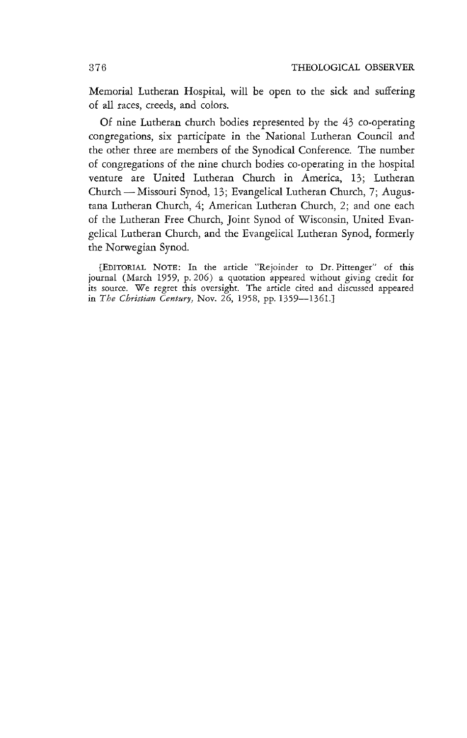Memorial Lutheran Hospital, will be open to the sick and suffering of all races, creeds, and colors.

Of nine Lutheran church bodies represented by the 43 co-operating congregations, six participate in the National Lutheran Council and the other three are members of the Synodical Conference. The number of congregations of the nine church bodies co-operating in the hospital venture are United Lutheran Church in America, 13; Lutheran Church — Missouri Synod, 13; Evangelical Lutheran Church, 7; Augustana Lutheran Church, 4; American Lutheran Church, 2; and one each of the Lutheran Free Church, Joint Synod of Wisconsin, United Evangelical Lutheran Church, and the Evangelical Lutheran Synod, formerly the Norwegian Synod.

[EDITORIAL NOTE: In the article "Rejoinder to Dr. Pittenger" of this journal (March 1959, p. 206) a quotation appeared without giving credit for its source. We regret this oversight. The article cited and discussed appeared in *The Christian Century,* Nov. 26, 1958, pp. 1359—1361.]